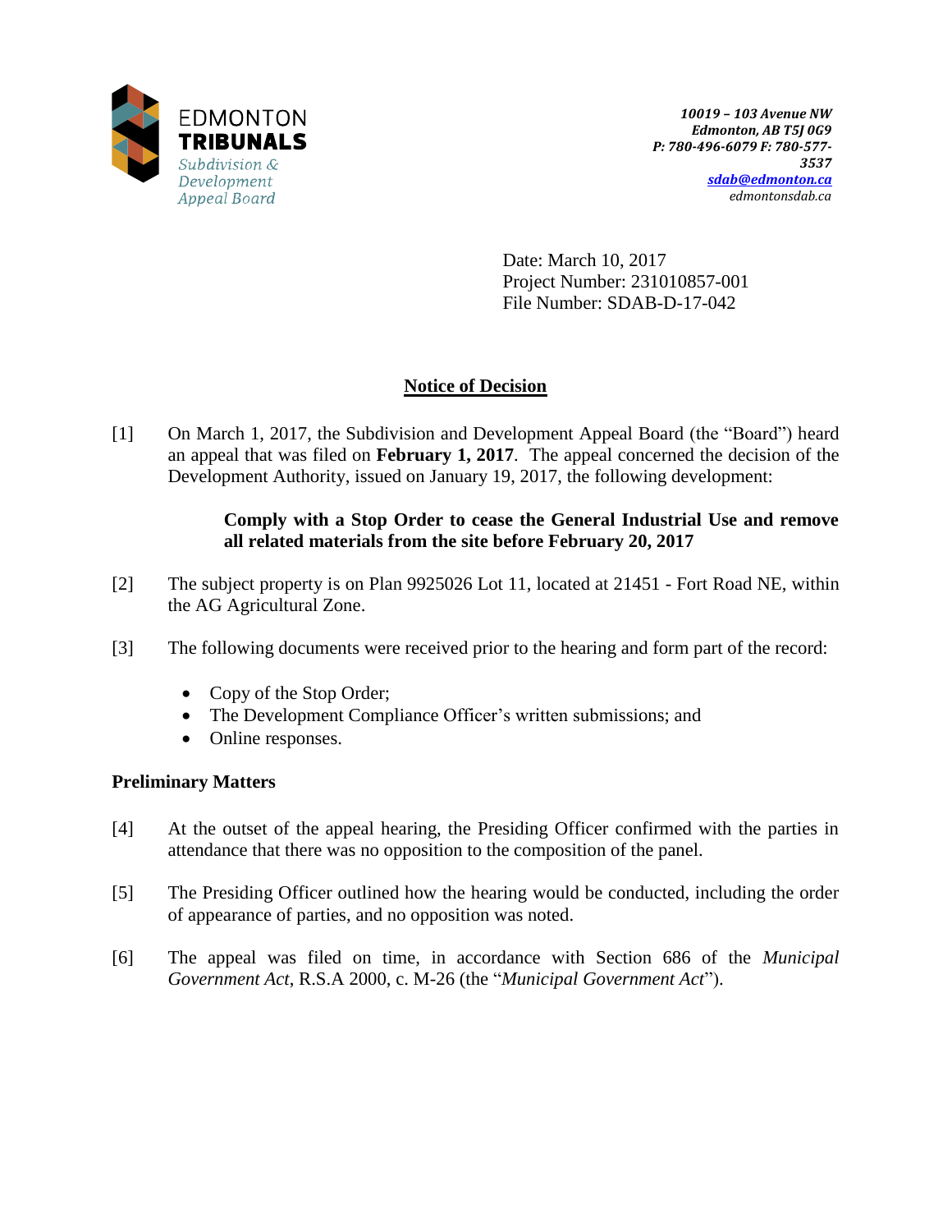EDMONTON
**TRIBUNALS**
*Subdivision & Development Appeal Board*

***10019 – 103 Avenue NW***
***Edmonton, AB T5J 0G9***
***P: 780-496-6079 F: 780-577-3537***
***sdab@edmonton.ca***
*edmontonsdab.ca*

Date: March 10, 2017
Project Number: 231010857-001
File Number: SDAB-D-17-042

## Notice of Decision

[1] On March 1, 2017, the Subdivision and Development Appeal Board (the "Board") heard an appeal that was filed on **February 1, 2017**. The appeal concerned the decision of the Development Authority, issued on January 19, 2017, the following development:

> **Comply with a Stop Order to cease the General Industrial Use and remove all related materials from the site before February 20, 2017**

[2] The subject property is on Plan 9925026 Lot 11, located at 21451 - Fort Road NE, within the AG Agricultural Zone.

[3] The following documents were received prior to the hearing and form part of the record:

- Copy of the Stop Order;
- The Development Compliance Officer's written submissions; and
- Online responses.

### Preliminary Matters

[4] At the outset of the appeal hearing, the Presiding Officer confirmed with the parties in attendance that there was no opposition to the composition of the panel.

[5] The Presiding Officer outlined how the hearing would be conducted, including the order of appearance of parties, and no opposition was noted.

[6] The appeal was filed on time, in accordance with Section 686 of the *Municipal Government Act*, R.S.A 2000, c. M-26 (the "*Municipal Government Act*").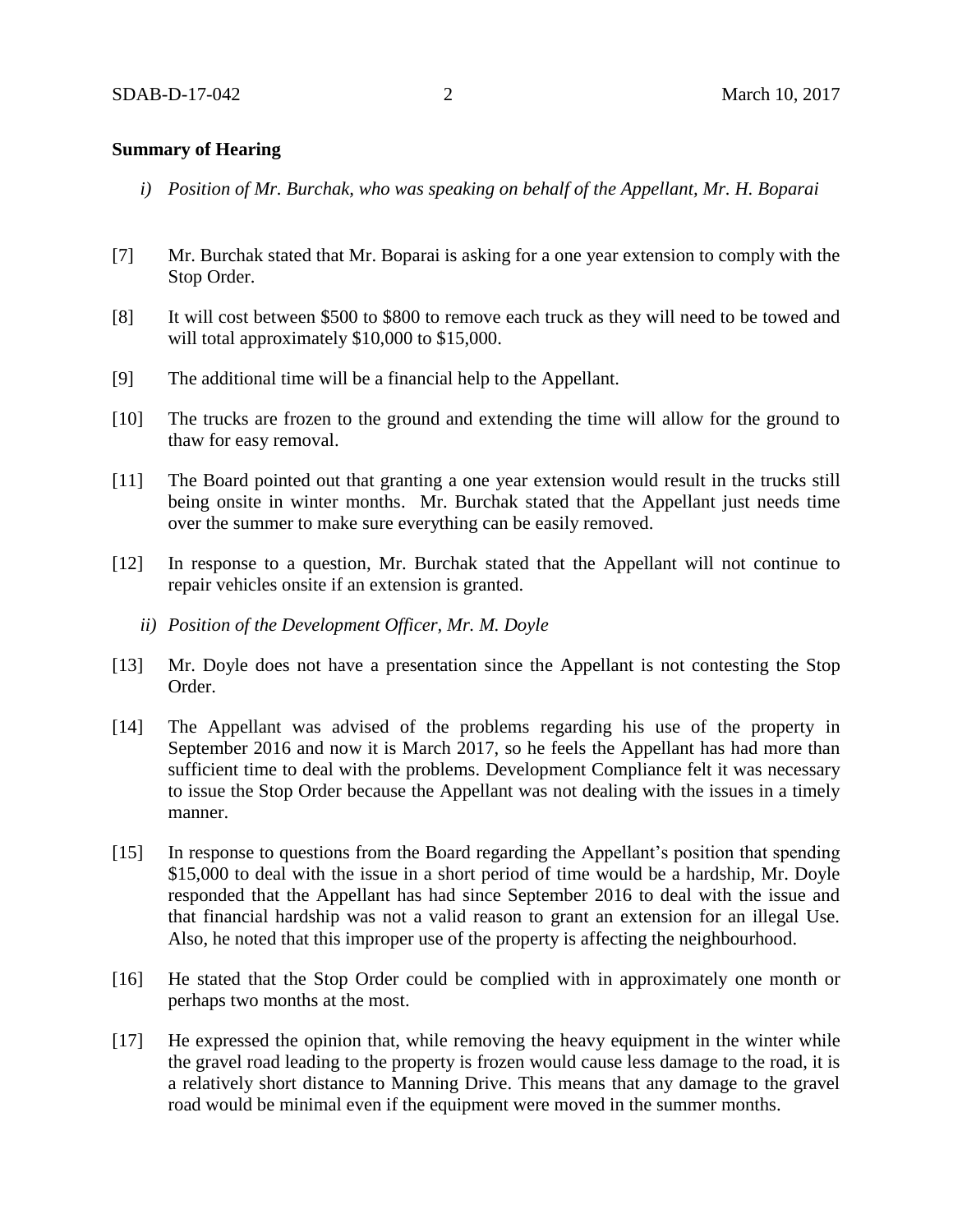**Summary of Hearing**

*i) Position of Mr. Burchak, who was speaking on behalf of the Appellant, Mr. H. Boparai*

[7] Mr. Burchak stated that Mr. Boparai is asking for a one year extension to comply with the Stop Order.

[8] It will cost between $500 to $800 to remove each truck as they will need to be towed and will total approximately $10,000 to $15,000.

[9] The additional time will be a financial help to the Appellant.

[10] The trucks are frozen to the ground and extending the time will allow for the ground to thaw for easy removal.

[11] The Board pointed out that granting a one year extension would result in the trucks still being onsite in winter months. Mr. Burchak stated that the Appellant just needs time over the summer to make sure everything can be easily removed.

[12] In response to a question, Mr. Burchak stated that the Appellant will not continue to repair vehicles onsite if an extension is granted.

*ii) Position of the Development Officer, Mr. M. Doyle*

[13] Mr. Doyle does not have a presentation since the Appellant is not contesting the Stop Order.

[14] The Appellant was advised of the problems regarding his use of the property in September 2016 and now it is March 2017, so he feels the Appellant has had more than sufficient time to deal with the problems. Development Compliance felt it was necessary to issue the Stop Order because the Appellant was not dealing with the issues in a timely manner.

[15] In response to questions from the Board regarding the Appellant's position that spending $15,000 to deal with the issue in a short period of time would be a hardship, Mr. Doyle responded that the Appellant has had since September 2016 to deal with the issue and that financial hardship was not a valid reason to grant an extension for an illegal Use. Also, he noted that this improper use of the property is affecting the neighbourhood.

[16] He stated that the Stop Order could be complied with in approximately one month or perhaps two months at the most.

[17] He expressed the opinion that, while removing the heavy equipment in the winter while the gravel road leading to the property is frozen would cause less damage to the road, it is a relatively short distance to Manning Drive. This means that any damage to the gravel road would be minimal even if the equipment were moved in the summer months.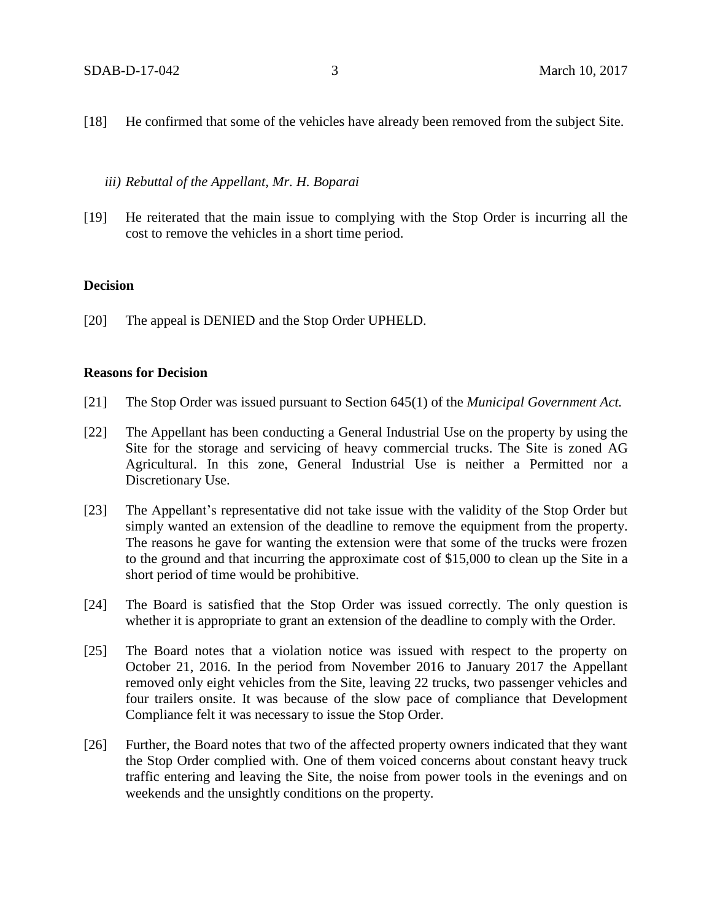[18] He confirmed that some of the vehicles have already been removed from the subject Site.

*iii) Rebuttal of the Appellant, Mr. H. Boparai*

[19] He reiterated that the main issue to complying with the Stop Order is incurring all the cost to remove the vehicles in a short time period.

**Decision**

[20] The appeal is DENIED and the Stop Order UPHELD.

**Reasons for Decision**

[21] The Stop Order was issued pursuant to Section 645(1) of the *Municipal Government Act.*

[22] The Appellant has been conducting a General Industrial Use on the property by using the Site for the storage and servicing of heavy commercial trucks. The Site is zoned AG Agricultural. In this zone, General Industrial Use is neither a Permitted nor a Discretionary Use.

[23] The Appellant's representative did not take issue with the validity of the Stop Order but simply wanted an extension of the deadline to remove the equipment from the property. The reasons he gave for wanting the extension were that some of the trucks were frozen to the ground and that incurring the approximate cost of $15,000 to clean up the Site in a short period of time would be prohibitive.

[24] The Board is satisfied that the Stop Order was issued correctly. The only question is whether it is appropriate to grant an extension of the deadline to comply with the Order.

[25] The Board notes that a violation notice was issued with respect to the property on October 21, 2016. In the period from November 2016 to January 2017 the Appellant removed only eight vehicles from the Site, leaving 22 trucks, two passenger vehicles and four trailers onsite. It was because of the slow pace of compliance that Development Compliance felt it was necessary to issue the Stop Order.

[26] Further, the Board notes that two of the affected property owners indicated that they want the Stop Order complied with. One of them voiced concerns about constant heavy truck traffic entering and leaving the Site, the noise from power tools in the evenings and on weekends and the unsightly conditions on the property.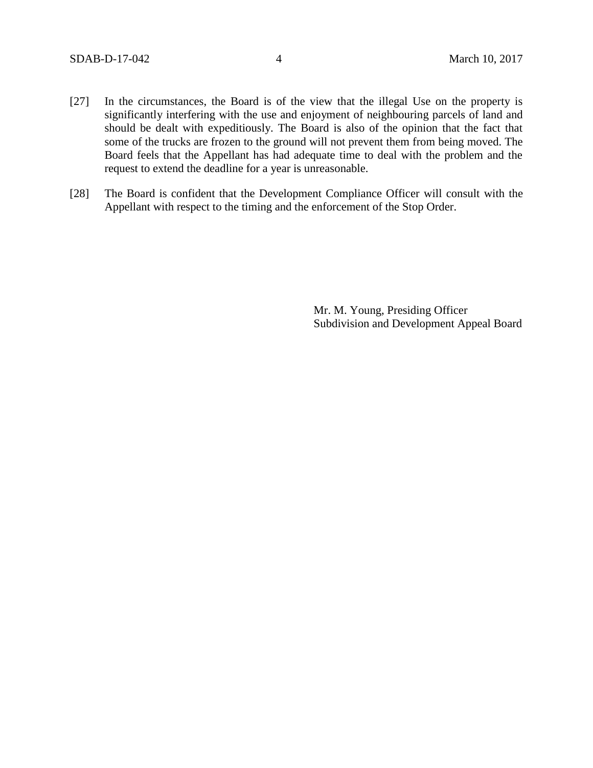[27] In the circumstances, the Board is of the view that the illegal Use on the property is significantly interfering with the use and enjoyment of neighbouring parcels of land and should be dealt with expeditiously. The Board is also of the opinion that the fact that some of the trucks are frozen to the ground will not prevent them from being moved. The Board feels that the Appellant has had adequate time to deal with the problem and the request to extend the deadline for a year is unreasonable.

[28] The Board is confident that the Development Compliance Officer will consult with the Appellant with respect to the timing and the enforcement of the Stop Order.

Mr. M. Young, Presiding Officer
Subdivision and Development Appeal Board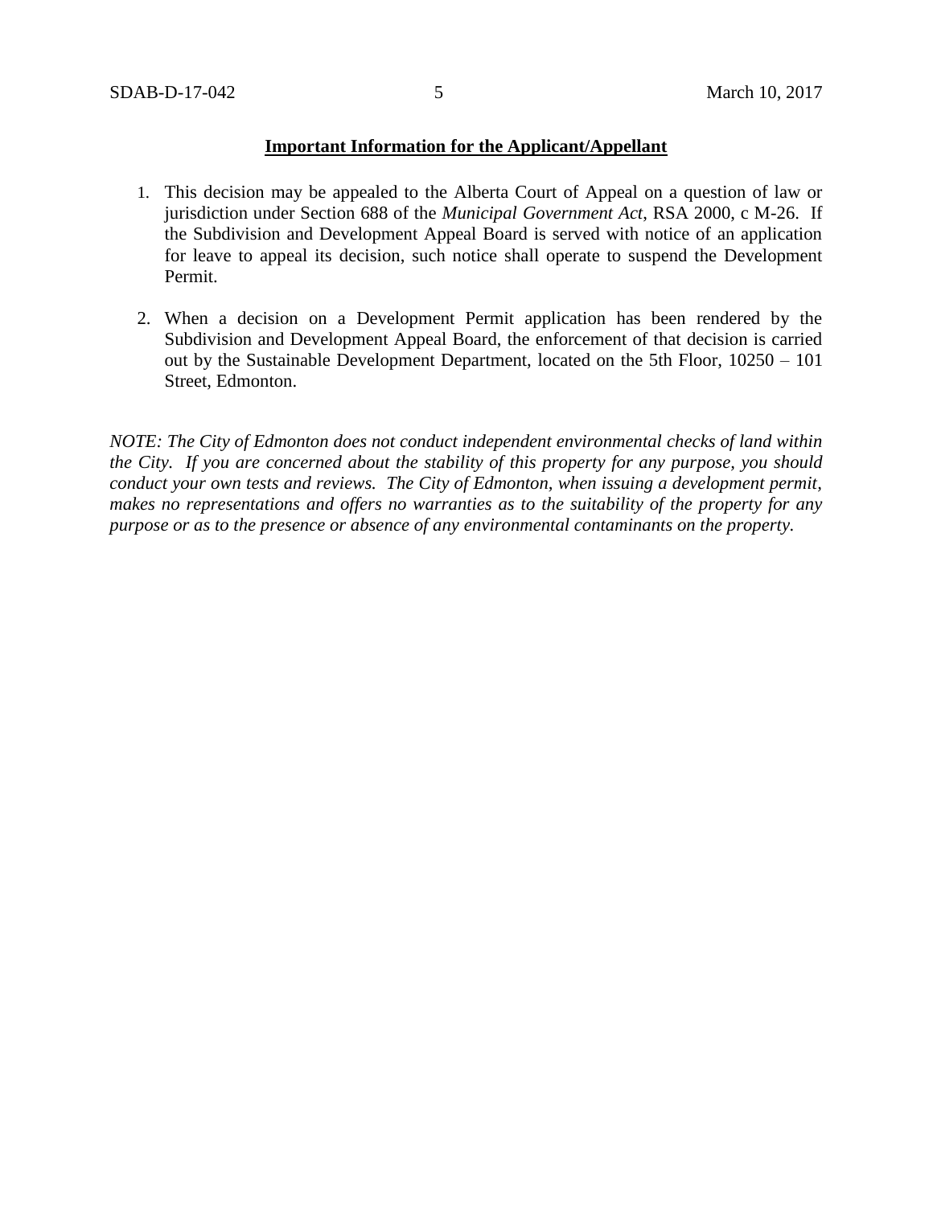**Important Information for the Applicant/Appellant**

1. This decision may be appealed to the Alberta Court of Appeal on a question of law or jurisdiction under Section 688 of the *Municipal Government Act*, RSA 2000, c M-26. If the Subdivision and Development Appeal Board is served with notice of an application for leave to appeal its decision, such notice shall operate to suspend the Development Permit.

2. When a decision on a Development Permit application has been rendered by the Subdivision and Development Appeal Board, the enforcement of that decision is carried out by the Sustainable Development Department, located on the 5th Floor, 10250 – 101 Street, Edmonton.

*NOTE: The City of Edmonton does not conduct independent environmental checks of land within the City. If you are concerned about the stability of this property for any purpose, you should conduct your own tests and reviews. The City of Edmonton, when issuing a development permit, makes no representations and offers no warranties as to the suitability of the property for any purpose or as to the presence or absence of any environmental contaminants on the property.*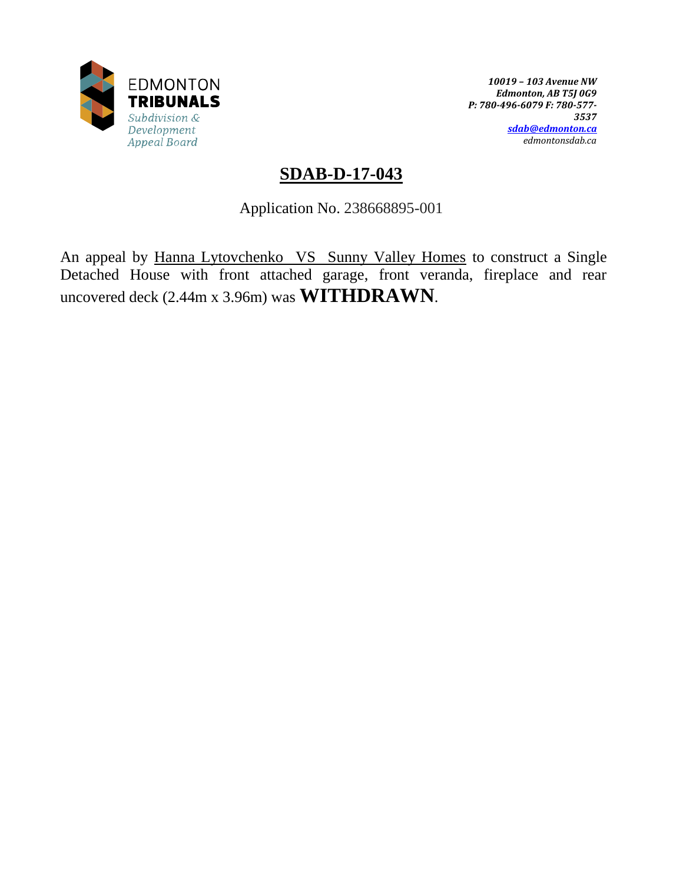EDMONTON
**TRIBUNALS**
*Subdivision & Development Appeal Board*

***10019 – 103 Avenue NW***
***Edmonton, AB T5J 0G9***
***P: 780-496-6079 F: 780-577-3537***
***sdab@edmonton.ca***
*edmontonsdab.ca*

# SDAB-D-17-043

Application No. 238668895-001

An appeal by Hanna Lytovchenko VS Sunny Valley Homes to construct a Single Detached House with front attached garage, front veranda, fireplace and rear uncovered deck (2.44m x 3.96m) was **WITHDRAWN**.